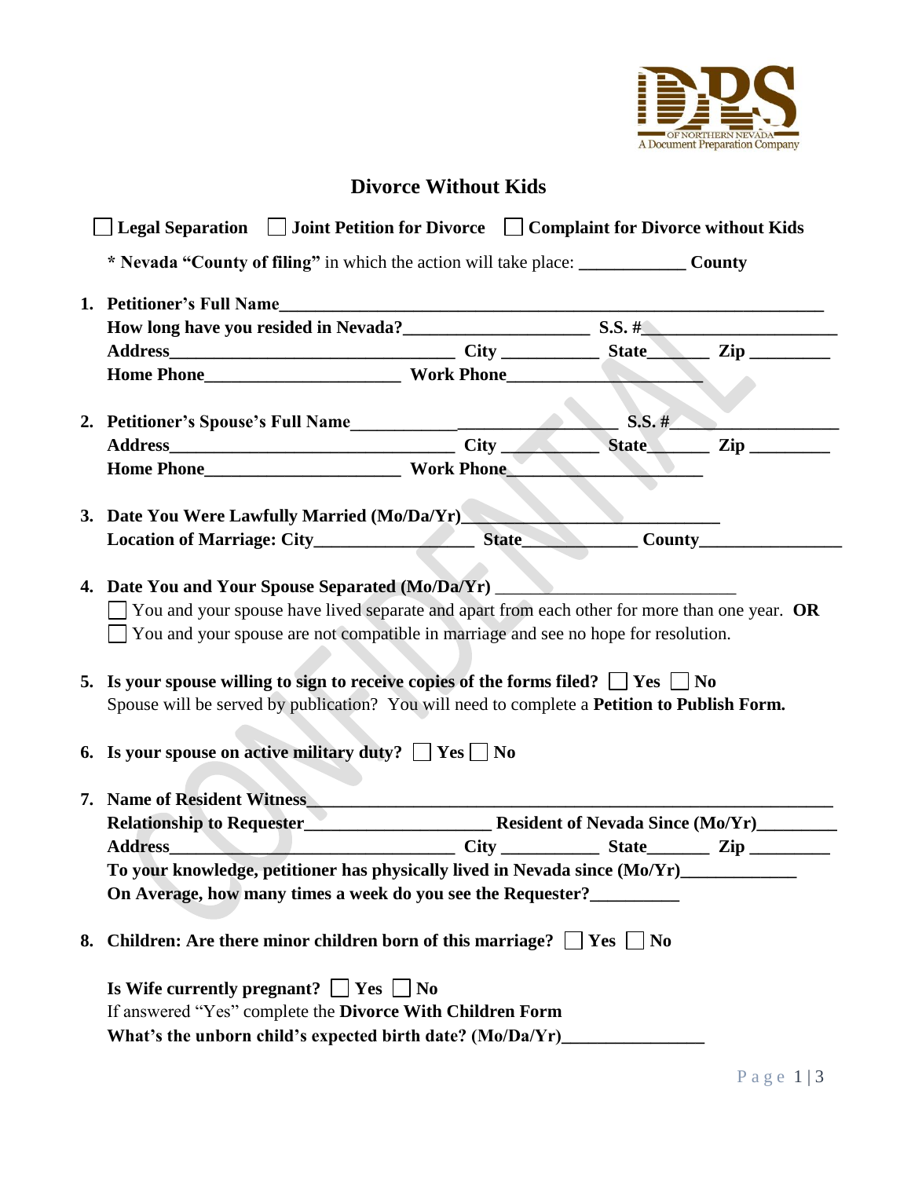# Divorce Without Kids

☐ **Legal Separation** ☐ **Joint Petition for Divorce** ☐ **Complaint for Divorce without Kids**

**\* Nevada "County of filing"** in which the action will take place: ____________ **County**

1. **Petitioner's Full Name**_______________________________________________________________
   **How long have you resided in Nevada?**____________________ **S.S. #**_____________________
   **Address**________________________________ **City** ___________ **State**_______ **Zip** _________
   **Home Phone**______________________ **Work Phone**______________________

2. **Petitioner's Spouse's Full Name**_______________________________ **S.S. #**___________________
   **Address**________________________________ **City** ___________ **State**_______ **Zip** _________
   **Home Phone**______________________ **Work Phone**______________________

3. **Date You Were Lawfully Married (Mo/Da/Yr)**_____________________________
   **Location of Marriage: City**_________________ **State**_____________ **County**_______________

4. **Date You and Your Spouse Separated (Mo/Da/Yr)** ___________________________
   ☐ You and your spouse have lived separate and apart from each other for more than one year. **OR**
   ☐ You and your spouse are not compatible in marriage and see no hope for resolution.

5. **Is your spouse willing to sign to receive copies of the forms filed?** ☐ **Yes** ☐ **No**
   Spouse will be served by publication? You will need to complete a **Petition to Publish Form.**

6. **Is your spouse on active military duty?** ☐ **Yes** ☐ **No**

7. **Name of Resident Witness**_______________________________________________________________
   **Relationship to Requester**____________________ **Resident of Nevada Since (Mo/Yr)**_________
   **Address**________________________________ **City** ___________ **State**_______ **Zip** _________
   **To your knowledge, petitioner has physically lived in Nevada since (Mo/Yr)**_____________
   **On Average, how many times a week do you see the Requester?**__________

8. **Children: Are there minor children born of this marriage?** ☐ **Yes** ☐ **No**

   **Is Wife currently pregnant?** ☐ **Yes** ☐ **No**
   If answered "Yes" complete the **Divorce With Children Form**
   **What's the unborn child's expected birth date? (Mo/Da/Yr)**________________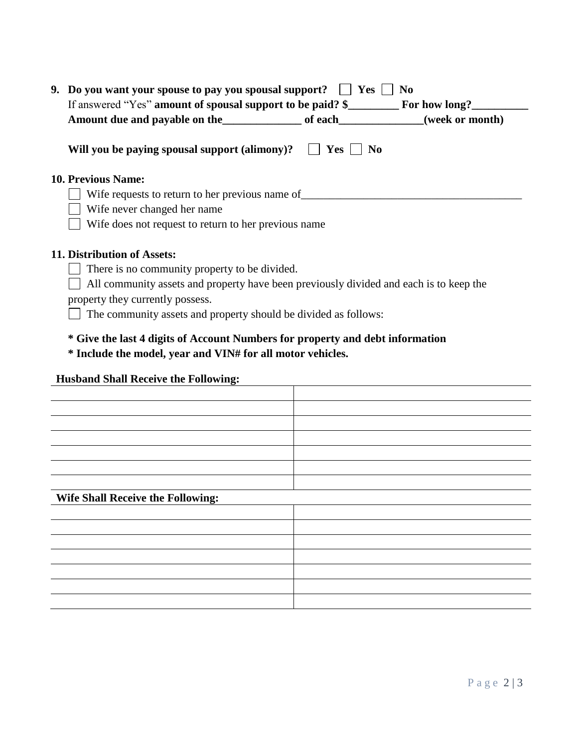**9. Do you want your spouse to pay you spousal support?** ☐ **Yes** ☐ **No**

If answered "Yes" **amount of spousal support to be paid? $_________ For how long?__________**

**Amount due and payable on the______________ of each_______________(week or month)**

**Will you be paying spousal support (alimony)?** ☐ **Yes** ☐ **No**

**10. Previous Name:**

☐ Wife requests to return to her previous name of________________________________________

☐ Wife never changed her name

☐ Wife does not request to return to her previous name

**11. Distribution of Assets:**

☐ There is no community property to be divided.

☐ All community assets and property have been previously divided and each is to keep the property they currently possess.

☐ The community assets and property should be divided as follows:

**\* Give the last 4 digits of Account Numbers for property and debt information**

**\* Include the model, year and VIN# for all motor vehicles.**

**Husband Shall Receive the Following:**

| | |
|---|---|
| | |
| | |
| | |
| | |
| | |
| | |
| | |

**Wife Shall Receive the Following:**

| | |
|---|---|
| | |
| | |
| | |
| | |
| | |
| | |
| | |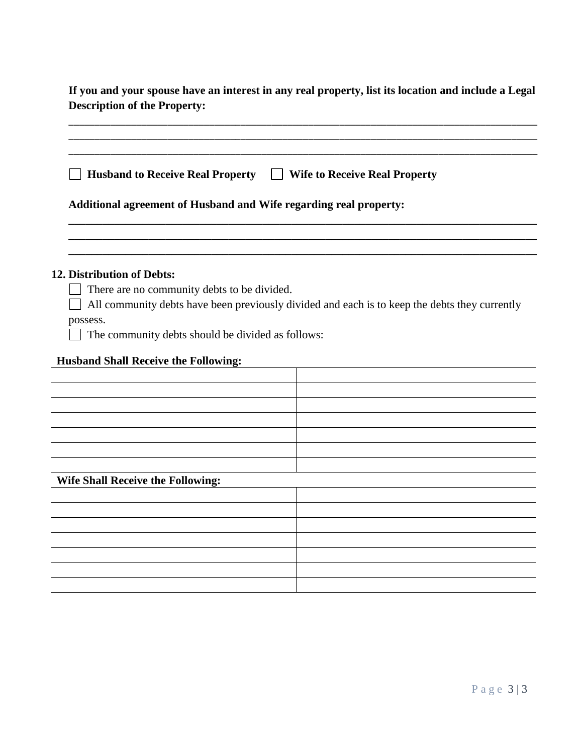**If you and your spouse have an interest in any real property, list its location and include a Legal Description of the Property:**

\_\_\_\_\_\_\_\_\_\_\_\_\_\_\_\_\_\_\_\_\_\_\_\_\_\_\_\_\_\_\_\_\_\_\_\_\_\_\_\_\_\_\_\_\_\_\_\_\_\_\_\_\_\_\_\_\_\_\_\_\_\_\_\_\_\_\_\_\_\_\_\_\_\_\_\_\_\_
\_\_\_\_\_\_\_\_\_\_\_\_\_\_\_\_\_\_\_\_\_\_\_\_\_\_\_\_\_\_\_\_\_\_\_\_\_\_\_\_\_\_\_\_\_\_\_\_\_\_\_\_\_\_\_\_\_\_\_\_\_\_\_\_\_\_\_\_\_\_\_\_\_\_\_\_\_\_
\_\_\_\_\_\_\_\_\_\_\_\_\_\_\_\_\_\_\_\_\_\_\_\_\_\_\_\_\_\_\_\_\_\_\_\_\_\_\_\_\_\_\_\_\_\_\_\_\_\_\_\_\_\_\_\_\_\_\_\_\_\_\_\_\_\_\_\_\_\_\_\_\_\_\_\_\_\_

☐ **Husband to Receive Real Property** ☐ **Wife to Receive Real Property**

**Additional agreement of Husband and Wife regarding real property:**

\_\_\_\_\_\_\_\_\_\_\_\_\_\_\_\_\_\_\_\_\_\_\_\_\_\_\_\_\_\_\_\_\_\_\_\_\_\_\_\_\_\_\_\_\_\_\_\_\_\_\_\_\_\_\_\_\_\_\_\_\_\_\_\_\_\_\_\_\_\_\_\_\_\_\_\_\_\_
\_\_\_\_\_\_\_\_\_\_\_\_\_\_\_\_\_\_\_\_\_\_\_\_\_\_\_\_\_\_\_\_\_\_\_\_\_\_\_\_\_\_\_\_\_\_\_\_\_\_\_\_\_\_\_\_\_\_\_\_\_\_\_\_\_\_\_\_\_\_\_\_\_\_\_\_\_\_
\_\_\_\_\_\_\_\_\_\_\_\_\_\_\_\_\_\_\_\_\_\_\_\_\_\_\_\_\_\_\_\_\_\_\_\_\_\_\_\_\_\_\_\_\_\_\_\_\_\_\_\_\_\_\_\_\_\_\_\_\_\_\_\_\_\_\_\_\_\_\_\_\_\_\_\_\_\_

**12. Distribution of Debts:**

☐ There are no community debts to be divided.

☐ All community debts have been previously divided and each is to keep the debts they currently possess.

☐ The community debts should be divided as follows:

**Husband Shall Receive the Following:**

| | |
|---|---|
| | |
| | |
| | |
| | |
| | |
| | |
| | |

**Wife Shall Receive the Following:**

| | |
|---|---|
| | |
| | |
| | |
| | |
| | |
| | |
| | |